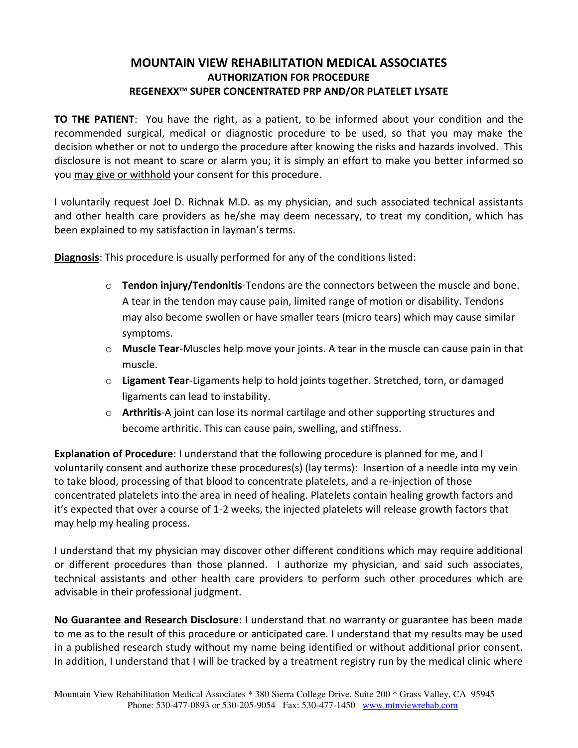# MOUNTAIN VIEW REHABILITATION MEDICAL ASSOCIATES
## AUTHORIZATION FOR PROCEDURE
## REGENEXX™ SUPER CONCENTRATED PRP AND/OR PLATELET LYSATE

**TO THE PATIENT**: You have the right, as a patient, to be informed about your condition and the recommended surgical, medical or diagnostic procedure to be used, so that you may make the decision whether or not to undergo the procedure after knowing the risks and hazards involved. This disclosure is not meant to scare or alarm you; it is simply an effort to make you better informed so you <u>may give or withhold</u> your consent for this procedure.

I voluntarily request Joel D. Richnak M.D. as my physician, and such associated technical assistants and other health care providers as he/she may deem necessary, to treat my condition, which has been explained to my satisfaction in layman's terms.

**<u>Diagnosis</u>**: This procedure is usually performed for any of the conditions listed:

- **Tendon injury/Tendonitis**-Tendons are the connectors between the muscle and bone. A tear in the tendon may cause pain, limited range of motion or disability. Tendons may also become swollen or have smaller tears (micro tears) which may cause similar symptoms.
- **Muscle Tear**-Muscles help move your joints. A tear in the muscle can cause pain in that muscle.
- **Ligament Tear**-Ligaments help to hold joints together. Stretched, torn, or damaged ligaments can lead to instability.
- **Arthritis**-A joint can lose its normal cartilage and other supporting structures and become arthritic. This can cause pain, swelling, and stiffness.

**<u>Explanation of Procedure</u>**: I understand that the following procedure is planned for me, and I voluntarily consent and authorize these procedures(s) (lay terms): Insertion of a needle into my vein to take blood, processing of that blood to concentrate platelets, and a re-injection of those concentrated platelets into the area in need of healing. Platelets contain healing growth factors and it's expected that over a course of 1-2 weeks, the injected platelets will release growth factors that may help my healing process.

I understand that my physician may discover other different conditions which may require additional or different procedures than those planned. I authorize my physician, and said such associates, technical assistants and other health care providers to perform such other procedures which are advisable in their professional judgment.

**<u>No Guarantee and Research Disclosure</u>**: I understand that no warranty or guarantee has been made to me as to the result of this procedure or anticipated care. I understand that my results may be used in a published research study without my name being identified or without additional prior consent. In addition, I understand that I will be tracked by a treatment registry run by the medical clinic where

Mountain View Rehabilitation Medical Associates * 380 Sierra College Drive, Suite 200 * Grass Valley, CA 95945
Phone: 530-477-0893 or 530-205-9054 Fax: 530-477-1450 www.mtnviewrehab.com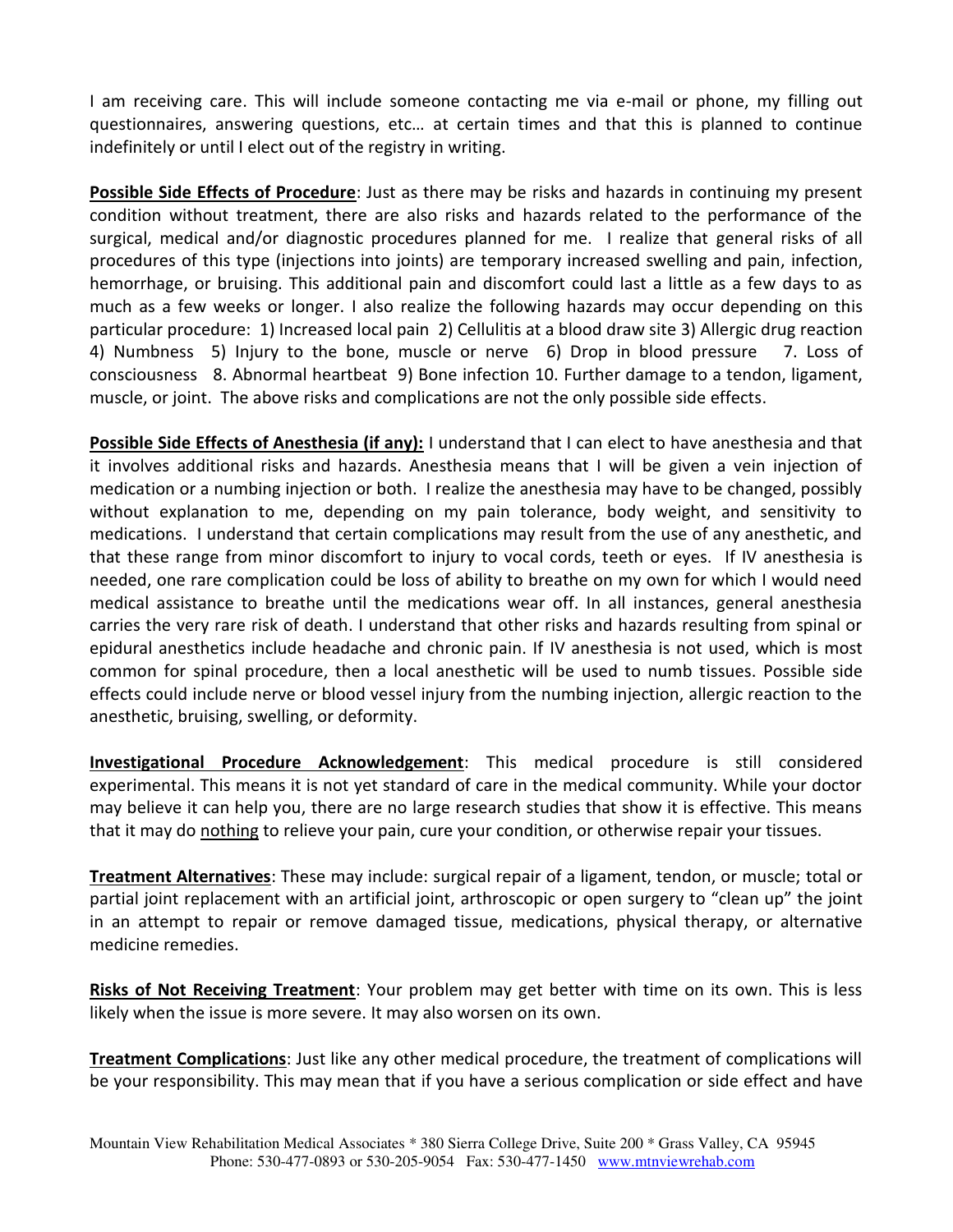I am receiving care. This will include someone contacting me via e-mail or phone, my filling out questionnaires, answering questions, etc… at certain times and that this is planned to continue indefinitely or until I elect out of the registry in writing.

**Possible Side Effects of Procedure**: Just as there may be risks and hazards in continuing my present condition without treatment, there are also risks and hazards related to the performance of the surgical, medical and/or diagnostic procedures planned for me. I realize that general risks of all procedures of this type (injections into joints) are temporary increased swelling and pain, infection, hemorrhage, or bruising. This additional pain and discomfort could last a little as a few days to as much as a few weeks or longer. I also realize the following hazards may occur depending on this particular procedure: 1) Increased local pain 2) Cellulitis at a blood draw site 3) Allergic drug reaction 4) Numbness 5) Injury to the bone, muscle or nerve 6) Drop in blood pressure 7. Loss of consciousness 8. Abnormal heartbeat 9) Bone infection 10. Further damage to a tendon, ligament, muscle, or joint. The above risks and complications are not the only possible side effects.

**Possible Side Effects of Anesthesia (if any):** I understand that I can elect to have anesthesia and that it involves additional risks and hazards. Anesthesia means that I will be given a vein injection of medication or a numbing injection or both. I realize the anesthesia may have to be changed, possibly without explanation to me, depending on my pain tolerance, body weight, and sensitivity to medications. I understand that certain complications may result from the use of any anesthetic, and that these range from minor discomfort to injury to vocal cords, teeth or eyes. If IV anesthesia is needed, one rare complication could be loss of ability to breathe on my own for which I would need medical assistance to breathe until the medications wear off. In all instances, general anesthesia carries the very rare risk of death. I understand that other risks and hazards resulting from spinal or epidural anesthetics include headache and chronic pain. If IV anesthesia is not used, which is most common for spinal procedure, then a local anesthetic will be used to numb tissues. Possible side effects could include nerve or blood vessel injury from the numbing injection, allergic reaction to the anesthetic, bruising, swelling, or deformity.

**Investigational Procedure Acknowledgement**: This medical procedure is still considered experimental. This means it is not yet standard of care in the medical community. While your doctor may believe it can help you, there are no large research studies that show it is effective. This means that it may do nothing to relieve your pain, cure your condition, or otherwise repair your tissues.

**Treatment Alternatives**: These may include: surgical repair of a ligament, tendon, or muscle; total or partial joint replacement with an artificial joint, arthroscopic or open surgery to "clean up" the joint in an attempt to repair or remove damaged tissue, medications, physical therapy, or alternative medicine remedies.

**Risks of Not Receiving Treatment**: Your problem may get better with time on its own. This is less likely when the issue is more severe. It may also worsen on its own.

**Treatment Complications**: Just like any other medical procedure, the treatment of complications will be your responsibility. This may mean that if you have a serious complication or side effect and have

Mountain View Rehabilitation Medical Associates * 380 Sierra College Drive, Suite 200 * Grass Valley, CA 95945
Phone: 530-477-0893 or 530-205-9054 Fax: 530-477-1450 www.mtnviewrehab.com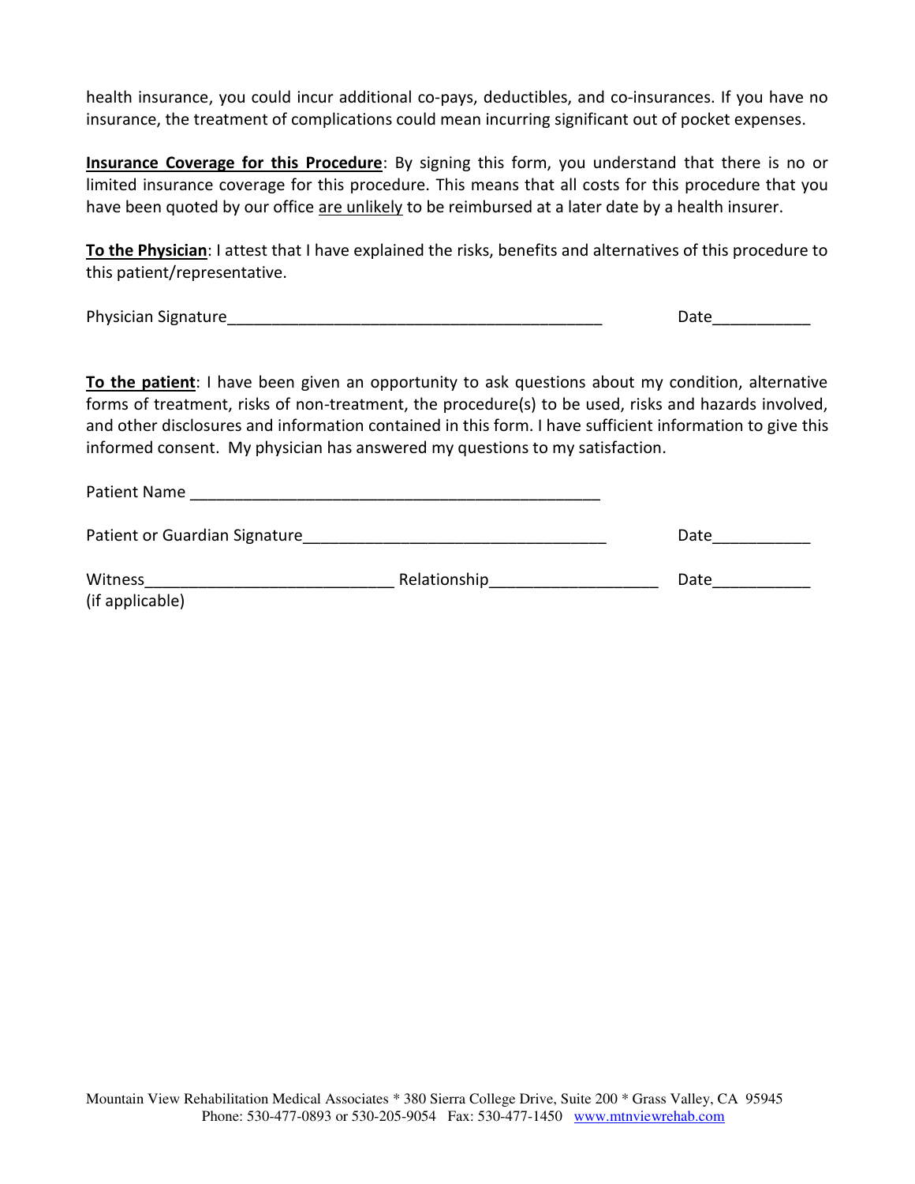health insurance, you could incur additional co-pays, deductibles, and co-insurances. If you have no insurance, the treatment of complications could mean incurring significant out of pocket expenses.

**Insurance Coverage for this Procedure**: By signing this form, you understand that there is no or limited insurance coverage for this procedure. This means that all costs for this procedure that you have been quoted by our office are unlikely to be reimbursed at a later date by a health insurer.

**To the Physician**: I attest that I have explained the risks, benefits and alternatives of this procedure to this patient/representative.

Physician Signature___________________________________________ Date___________

**To the patient**: I have been given an opportunity to ask questions about my condition, alternative forms of treatment, risks of non-treatment, the procedure(s) to be used, risks and hazards involved, and other disclosures and information contained in this form. I have sufficient information to give this informed consent. My physician has answered my questions to my satisfaction.

Patient Name _______________________________________________

Patient or Guardian Signature___________________________________ Date___________

Witness____________________________ Relationship__________________ Date___________
(if applicable)

Mountain View Rehabilitation Medical Associates * 380 Sierra College Drive, Suite 200 * Grass Valley, CA 95945
Phone: 530-477-0893 or 530-205-9054 Fax: 530-477-1450 www.mtnviewrehab.com